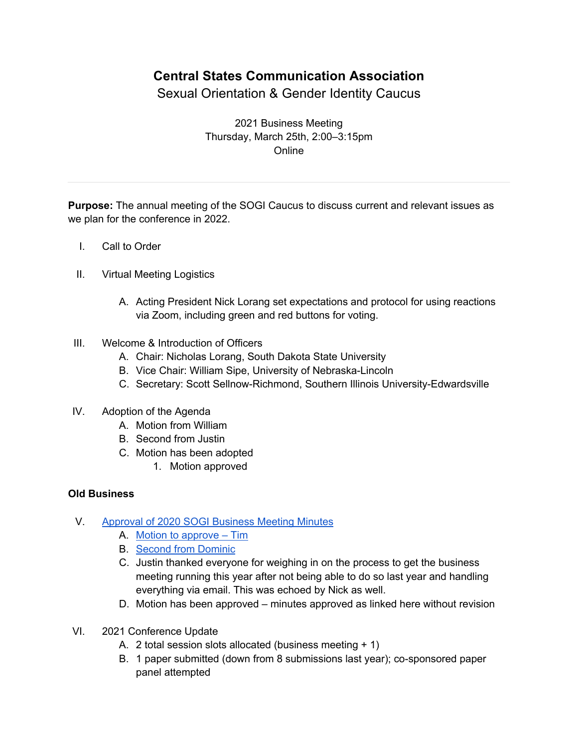# Central States Communication Association

## Sexual Orientation & Gender Identity Caucus

2021 Business Meeting
Thursday, March 25th, 2:00–3:15pm
Online

---

**Purpose:** The annual meeting of the SOGI Caucus to discuss current and relevant issues as we plan for the conference in 2022.

I. Call to Order

II. Virtual Meeting Logistics

   A. Acting President Nick Lorang set expectations and protocol for using reactions via Zoom, including green and red buttons for voting.

III. Welcome & Introduction of Officers

   A. Chair: Nicholas Lorang, South Dakota State University
   B. Vice Chair: William Sipe, University of Nebraska-Lincoln
   C. Secretary: Scott Sellnow-Richmond, Southern Illinois University-Edwardsville

IV. Adoption of the Agenda

   A. Motion from William
   B. Second from Justin
   C. Motion has been adopted
      1. Motion approved

**Old Business**

V. Approval of 2020 SOGI Business Meeting Minutes

   A. Motion to approve – Tim
   B. Second from Dominic
   C. Justin thanked everyone for weighing in on the process to get the business meeting running this year after not being able to do so last year and handling everything via email. This was echoed by Nick as well.
   D. Motion has been approved – minutes approved as linked here without revision

VI. 2021 Conference Update

   A. 2 total session slots allocated (business meeting + 1)
   B. 1 paper submitted (down from 8 submissions last year); co-sponsored paper panel attempted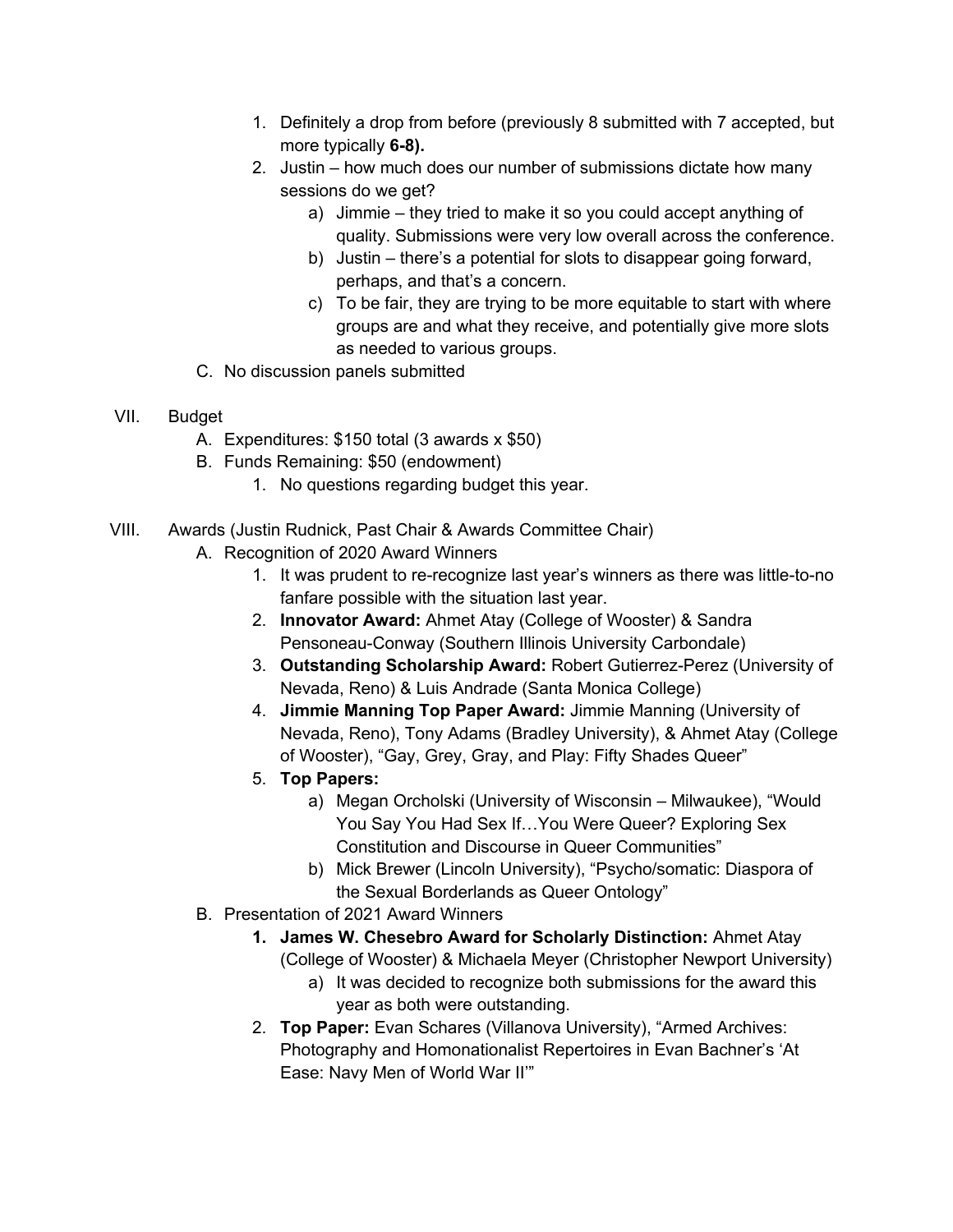1. Definitely a drop from before (previously 8 submitted with 7 accepted, but more typically **6-8).**
2. Justin – how much does our number of submissions dictate how many sessions do we get?
    a) Jimmie – they tried to make it so you could accept anything of quality. Submissions were very low overall across the conference.
    b) Justin – there's a potential for slots to disappear going forward, perhaps, and that's a concern.
    c) To be fair, they are trying to be more equitable to start with where groups are and what they receive, and potentially give more slots as needed to various groups.

C. No discussion panels submitted

VII. Budget

A. Expenditures: $150 total (3 awards x $50)

B. Funds Remaining: $50 (endowment)

1. No questions regarding budget this year.

VIII. Awards (Justin Rudnick, Past Chair & Awards Committee Chair)

A. Recognition of 2020 Award Winners

1. It was prudent to re-recognize last year's winners as there was little-to-no fanfare possible with the situation last year.
2. **Innovator Award:** Ahmet Atay (College of Wooster) & Sandra Pensoneau-Conway (Southern Illinois University Carbondale)
3. **Outstanding Scholarship Award:** Robert Gutierrez-Perez (University of Nevada, Reno) & Luis Andrade (Santa Monica College)
4. **Jimmie Manning Top Paper Award:** Jimmie Manning (University of Nevada, Reno), Tony Adams (Bradley University), & Ahmet Atay (College of Wooster), "Gay, Grey, Gray, and Play: Fifty Shades Queer"
5. **Top Papers:**
    a) Megan Orcholski (University of Wisconsin – Milwaukee), "Would You Say You Had Sex If…You Were Queer? Exploring Sex Constitution and Discourse in Queer Communities"
    b) Mick Brewer (Lincoln University), "Psycho/somatic: Diaspora of the Sexual Borderlands as Queer Ontology"

B. Presentation of 2021 Award Winners

1. **James W. Chesebro Award for Scholarly Distinction:** Ahmet Atay (College of Wooster) & Michaela Meyer (Christopher Newport University)
    a) It was decided to recognize both submissions for the award this year as both were outstanding.
2. **Top Paper:** Evan Schares (Villanova University), "Armed Archives: Photography and Homonationalist Repertoires in Evan Bachner's 'At Ease: Navy Men of World War II'"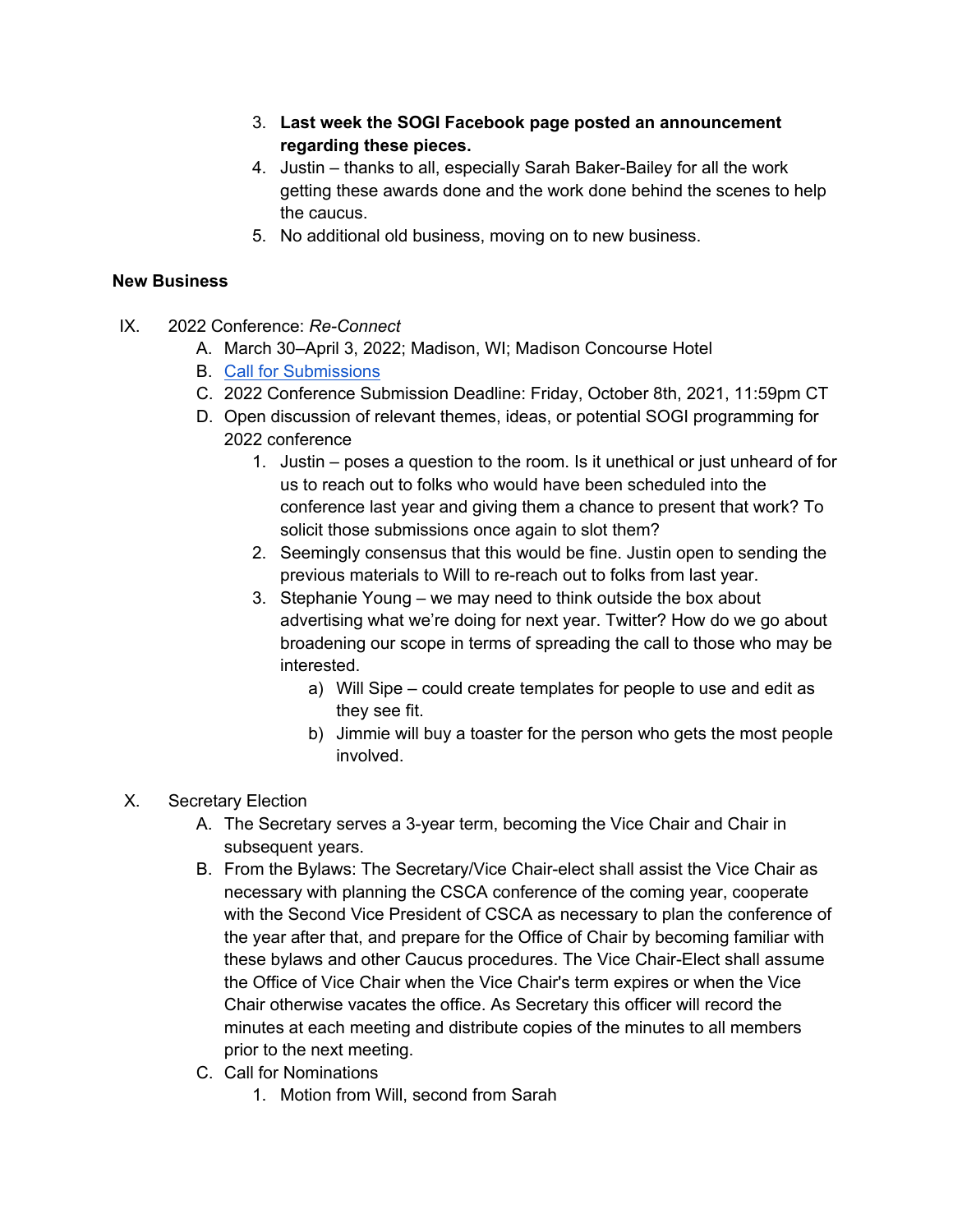3. **Last week the SOGI Facebook page posted an announcement regarding these pieces.**
4. Justin – thanks to all, especially Sarah Baker-Bailey for all the work getting these awards done and the work done behind the scenes to help the caucus.
5. No additional old business, moving on to new business.

**New Business**

IX. 2022 Conference: *Re-Connect*
   A. March 30–April 3, 2022; Madison, WI; Madison Concourse Hotel
   B. Call for Submissions
   C. 2022 Conference Submission Deadline: Friday, October 8th, 2021, 11:59pm CT
   D. Open discussion of relevant themes, ideas, or potential SOGI programming for 2022 conference
      1. Justin – poses a question to the room. Is it unethical or just unheard of for us to reach out to folks who would have been scheduled into the conference last year and giving them a chance to present that work? To solicit those submissions once again to slot them?
      2. Seemingly consensus that this would be fine. Justin open to sending the previous materials to Will to re-reach out to folks from last year.
      3. Stephanie Young – we may need to think outside the box about advertising what we're doing for next year. Twitter? How do we go about broadening our scope in terms of spreading the call to those who may be interested.
         a) Will Sipe – could create templates for people to use and edit as they see fit.
         b) Jimmie will buy a toaster for the person who gets the most people involved.

X. Secretary Election
   A. The Secretary serves a 3-year term, becoming the Vice Chair and Chair in subsequent years.
   B. From the Bylaws: The Secretary/Vice Chair-elect shall assist the Vice Chair as necessary with planning the CSCA conference of the coming year, cooperate with the Second Vice President of CSCA as necessary to plan the conference of the year after that, and prepare for the Office of Chair by becoming familiar with these bylaws and other Caucus procedures. The Vice Chair-Elect shall assume the Office of Vice Chair when the Vice Chair's term expires or when the Vice Chair otherwise vacates the office. As Secretary this officer will record the minutes at each meeting and distribute copies of the minutes to all members prior to the next meeting.
   C. Call for Nominations
      1. Motion from Will, second from Sarah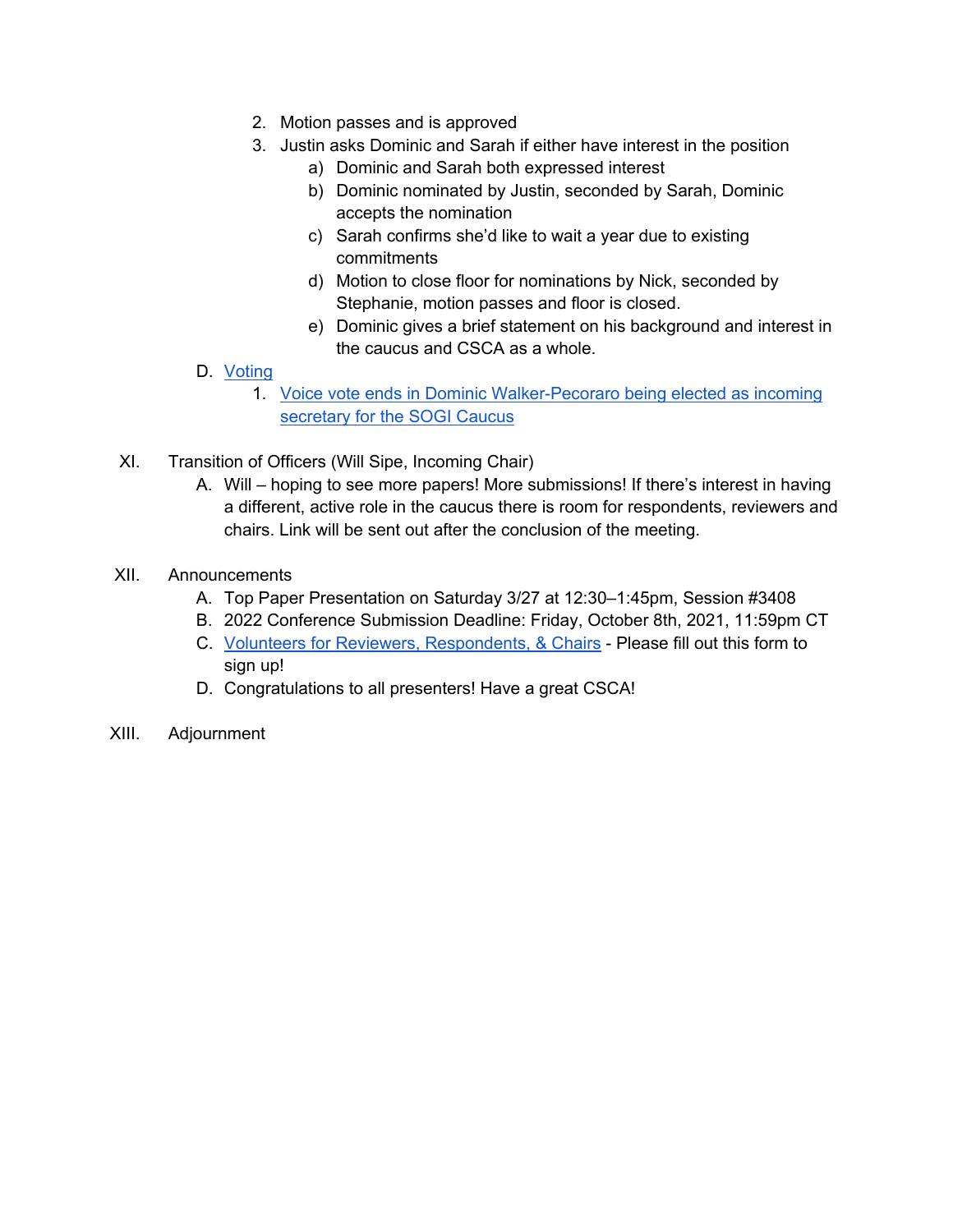2. Motion passes and is approved
3. Justin asks Dominic and Sarah if either have interest in the position
    a) Dominic and Sarah both expressed interest
    b) Dominic nominated by Justin, seconded by Sarah, Dominic accepts the nomination
    c) Sarah confirms she'd like to wait a year due to existing commitments
    d) Motion to close floor for nominations by Nick, seconded by Stephanie, motion passes and floor is closed.
    e) Dominic gives a brief statement on his background and interest in the caucus and CSCA as a whole.

D. Voting
    1. Voice vote ends in Dominic Walker-Pecoraro being elected as incoming secretary for the SOGI Caucus

XI. Transition of Officers (Will Sipe, Incoming Chair)

A. Will – hoping to see more papers! More submissions! If there's interest in having a different, active role in the caucus there is room for respondents, reviewers and chairs. Link will be sent out after the conclusion of the meeting.

XII. Announcements

A. Top Paper Presentation on Saturday 3/27 at 12:30–1:45pm, Session #3408
B. 2022 Conference Submission Deadline: Friday, October 8th, 2021, 11:59pm CT
C. Volunteers for Reviewers, Respondents, & Chairs - Please fill out this form to sign up!
D. Congratulations to all presenters! Have a great CSCA!

XIII. Adjournment